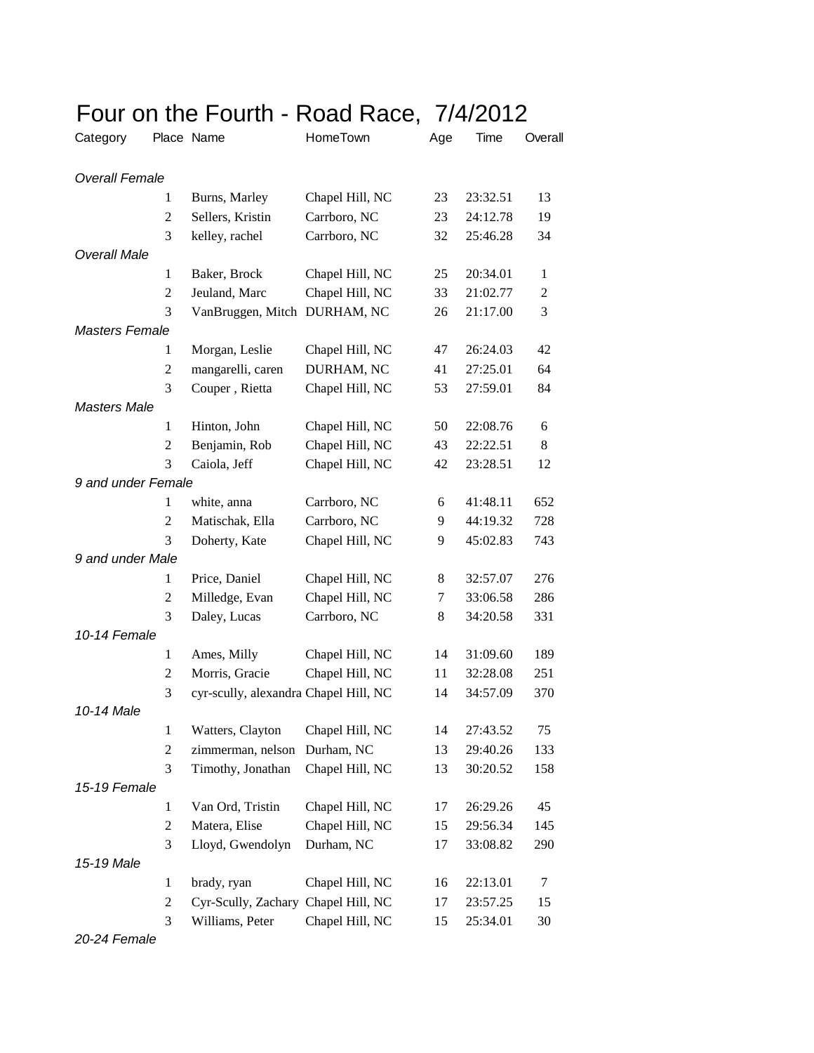# Four on the Fourth - Road Race, 7/4/2012

| Category | Place | Name | HomeTown | Age | Time | Overall |
|---|---|---|---|---|---|---|
| *Overall Female* | | | | | | |
| | 1 | Burns, Marley | Chapel Hill, NC | 23 | 23:32.51 | 13 |
| | 2 | Sellers, Kristin | Carrboro, NC | 23 | 24:12.78 | 19 |
| | 3 | kelley, rachel | Carrboro, NC | 32 | 25:46.28 | 34 |
| *Overall Male* | | | | | | |
| | 1 | Baker, Brock | Chapel Hill, NC | 25 | 20:34.01 | 1 |
| | 2 | Jeuland, Marc | Chapel Hill, NC | 33 | 21:02.77 | 2 |
| | 3 | VanBruggen, Mitch | DURHAM, NC | 26 | 21:17.00 | 3 |
| *Masters Female* | | | | | | |
| | 1 | Morgan, Leslie | Chapel Hill, NC | 47 | 26:24.03 | 42 |
| | 2 | mangarelli, caren | DURHAM, NC | 41 | 27:25.01 | 64 |
| | 3 | Couper , Rietta | Chapel Hill, NC | 53 | 27:59.01 | 84 |
| *Masters Male* | | | | | | |
| | 1 | Hinton, John | Chapel Hill, NC | 50 | 22:08.76 | 6 |
| | 2 | Benjamin, Rob | Chapel Hill, NC | 43 | 22:22.51 | 8 |
| | 3 | Caiola, Jeff | Chapel Hill, NC | 42 | 23:28.51 | 12 |
| *9 and under Female* | | | | | | |
| | 1 | white, anna | Carrboro, NC | 6 | 41:48.11 | 652 |
| | 2 | Matischak, Ella | Carrboro, NC | 9 | 44:19.32 | 728 |
| | 3 | Doherty, Kate | Chapel Hill, NC | 9 | 45:02.83 | 743 |
| *9 and under Male* | | | | | | |
| | 1 | Price, Daniel | Chapel Hill, NC | 8 | 32:57.07 | 276 |
| | 2 | Milledge, Evan | Chapel Hill, NC | 7 | 33:06.58 | 286 |
| | 3 | Daley, Lucas | Carrboro, NC | 8 | 34:20.58 | 331 |
| *10-14 Female* | | | | | | |
| | 1 | Ames, Milly | Chapel Hill, NC | 14 | 31:09.60 | 189 |
| | 2 | Morris, Gracie | Chapel Hill, NC | 11 | 32:28.08 | 251 |
| | 3 | cyr-scully, alexandra | Chapel Hill, NC | 14 | 34:57.09 | 370 |
| *10-14 Male* | | | | | | |
| | 1 | Watters, Clayton | Chapel Hill, NC | 14 | 27:43.52 | 75 |
| | 2 | zimmerman, nelson | Durham, NC | 13 | 29:40.26 | 133 |
| | 3 | Timothy, Jonathan | Chapel Hill, NC | 13 | 30:20.52 | 158 |
| *15-19 Female* | | | | | | |
| | 1 | Van Ord, Tristin | Chapel Hill, NC | 17 | 26:29.26 | 45 |
| | 2 | Matera, Elise | Chapel Hill, NC | 15 | 29:56.34 | 145 |
| | 3 | Lloyd, Gwendolyn | Durham, NC | 17 | 33:08.82 | 290 |
| *15-19 Male* | | | | | | |
| | 1 | brady, ryan | Chapel Hill, NC | 16 | 22:13.01 | 7 |
| | 2 | Cyr-Scully, Zachary | Chapel Hill, NC | 17 | 23:57.25 | 15 |
| | 3 | Williams, Peter | Chapel Hill, NC | 15 | 25:34.01 | 30 |
| *20-24 Female* | | | | | | |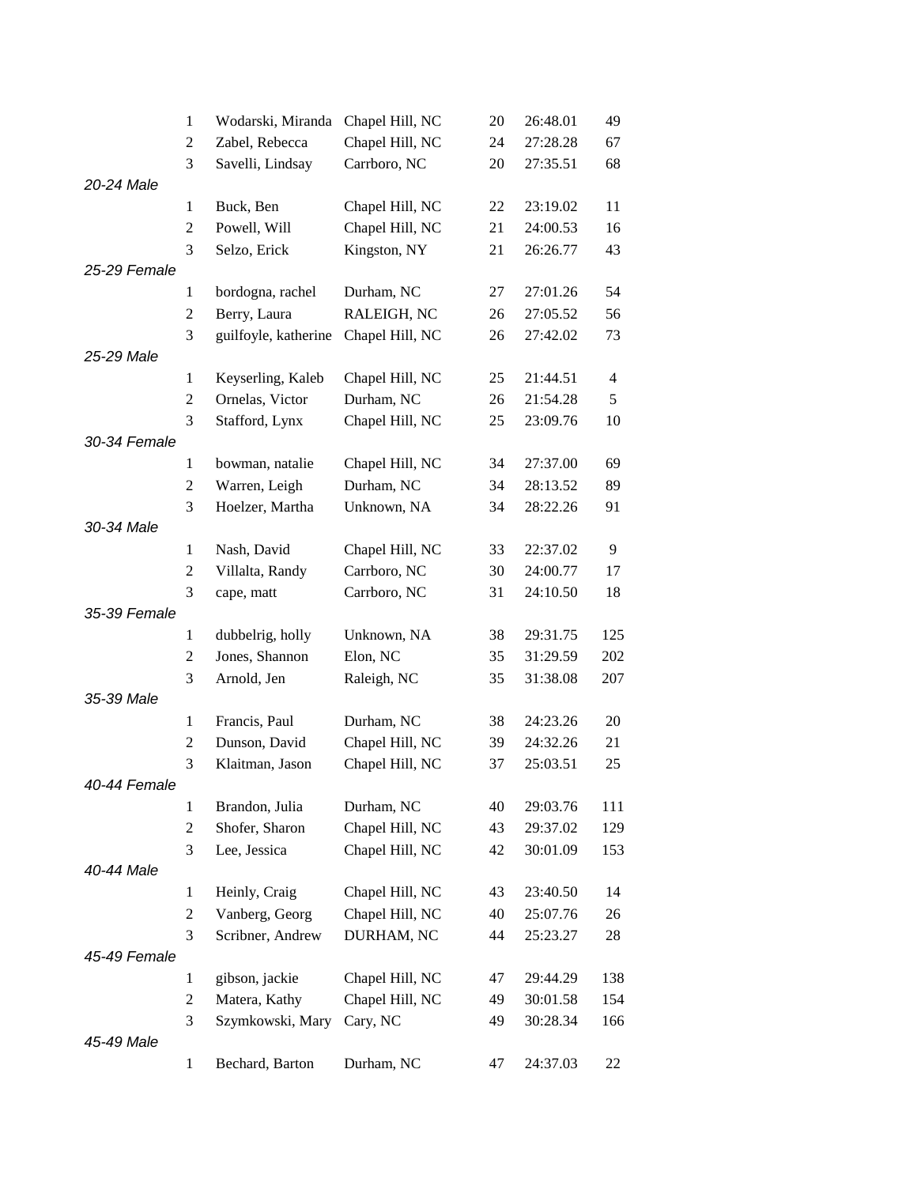| Category | Place | Name | City | Age | Time | Overall |
|---|---|---|---|---|---|---|
| | 1 | Wodarski, Miranda | Chapel Hill, NC | 20 | 26:48.01 | 49 |
| | 2 | Zabel, Rebecca | Chapel Hill, NC | 24 | 27:28.28 | 67 |
| | 3 | Savelli, Lindsay | Carrboro, NC | 20 | 27:35.51 | 68 |
| *20-24 Male* | | | | | | |
| | 1 | Buck, Ben | Chapel Hill, NC | 22 | 23:19.02 | 11 |
| | 2 | Powell, Will | Chapel Hill, NC | 21 | 24:00.53 | 16 |
| | 3 | Selzo, Erick | Kingston, NY | 21 | 26:26.77 | 43 |
| *25-29 Female* | | | | | | |
| | 1 | bordogna, rachel | Durham, NC | 27 | 27:01.26 | 54 |
| | 2 | Berry, Laura | RALEIGH, NC | 26 | 27:05.52 | 56 |
| | 3 | guilfoyle, katherine | Chapel Hill, NC | 26 | 27:42.02 | 73 |
| *25-29 Male* | | | | | | |
| | 1 | Keyserling, Kaleb | Chapel Hill, NC | 25 | 21:44.51 | 4 |
| | 2 | Ornelas, Victor | Durham, NC | 26 | 21:54.28 | 5 |
| | 3 | Stafford, Lynx | Chapel Hill, NC | 25 | 23:09.76 | 10 |
| *30-34 Female* | | | | | | |
| | 1 | bowman, natalie | Chapel Hill, NC | 34 | 27:37.00 | 69 |
| | 2 | Warren, Leigh | Durham, NC | 34 | 28:13.52 | 89 |
| | 3 | Hoelzer, Martha | Unknown, NA | 34 | 28:22.26 | 91 |
| *30-34 Male* | | | | | | |
| | 1 | Nash, David | Chapel Hill, NC | 33 | 22:37.02 | 9 |
| | 2 | Villalta, Randy | Carrboro, NC | 30 | 24:00.77 | 17 |
| | 3 | cape, matt | Carrboro, NC | 31 | 24:10.50 | 18 |
| *35-39 Female* | | | | | | |
| | 1 | dubbelrig, holly | Unknown, NA | 38 | 29:31.75 | 125 |
| | 2 | Jones, Shannon | Elon, NC | 35 | 31:29.59 | 202 |
| | 3 | Arnold, Jen | Raleigh, NC | 35 | 31:38.08 | 207 |
| *35-39 Male* | | | | | | |
| | 1 | Francis, Paul | Durham, NC | 38 | 24:23.26 | 20 |
| | 2 | Dunson, David | Chapel Hill, NC | 39 | 24:32.26 | 21 |
| | 3 | Klaitman, Jason | Chapel Hill, NC | 37 | 25:03.51 | 25 |
| *40-44 Female* | | | | | | |
| | 1 | Brandon, Julia | Durham, NC | 40 | 29:03.76 | 111 |
| | 2 | Shofer, Sharon | Chapel Hill, NC | 43 | 29:37.02 | 129 |
| | 3 | Lee, Jessica | Chapel Hill, NC | 42 | 30:01.09 | 153 |
| *40-44 Male* | | | | | | |
| | 1 | Heinly, Craig | Chapel Hill, NC | 43 | 23:40.50 | 14 |
| | 2 | Vanberg, Georg | Chapel Hill, NC | 40 | 25:07.76 | 26 |
| | 3 | Scribner, Andrew | DURHAM, NC | 44 | 25:23.27 | 28 |
| *45-49 Female* | | | | | | |
| | 1 | gibson, jackie | Chapel Hill, NC | 47 | 29:44.29 | 138 |
| | 2 | Matera, Kathy | Chapel Hill, NC | 49 | 30:01.58 | 154 |
| | 3 | Szymkowski, Mary | Cary, NC | 49 | 30:28.34 | 166 |
| *45-49 Male* | | | | | | |
| | 1 | Bechard, Barton | Durham, NC | 47 | 24:37.03 | 22 |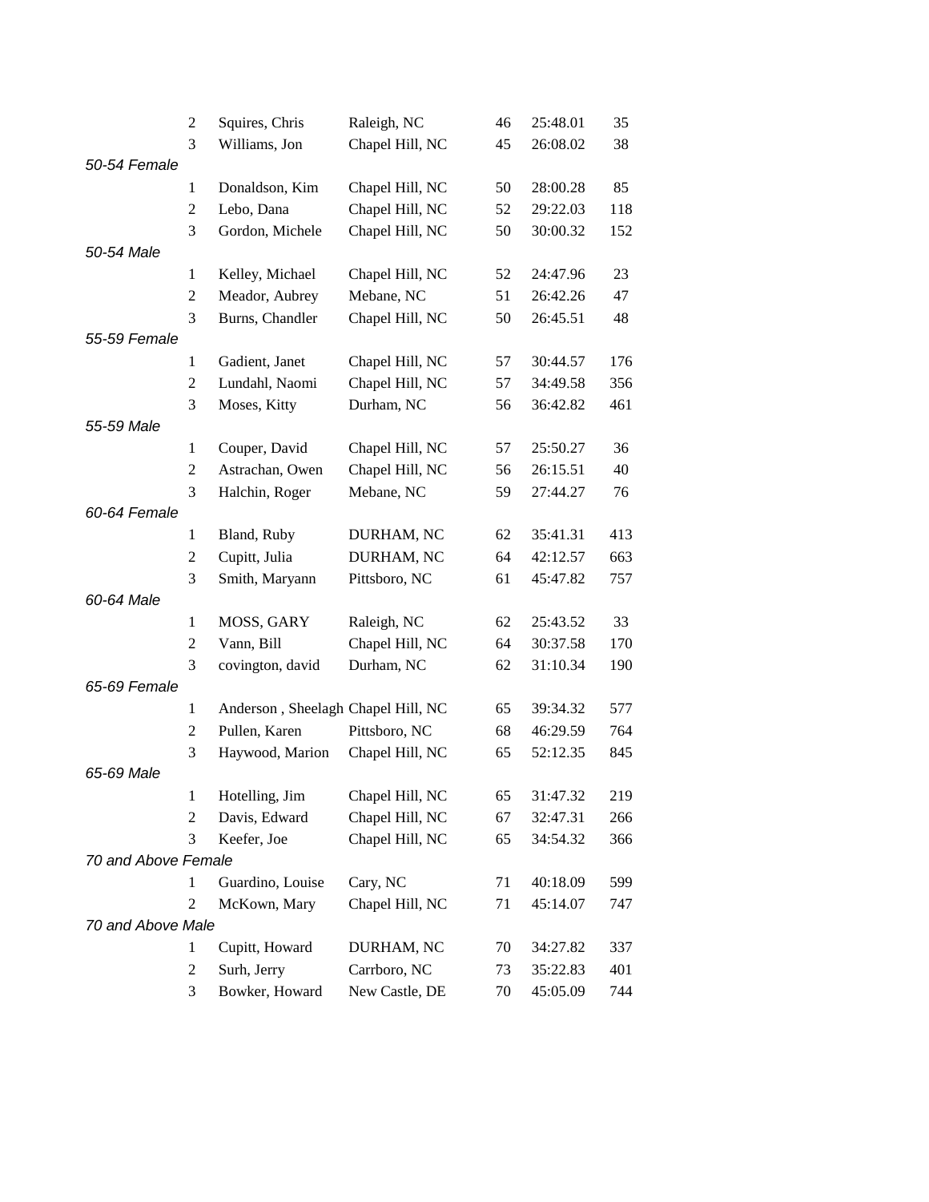| | Place | Name | City | Age | Time | Overall |
|---|---|---|---|---|---|---|
| | 2 | Squires, Chris | Raleigh, NC | 46 | 25:48.01 | 35 |
| | 3 | Williams, Jon | Chapel Hill, NC | 45 | 26:08.02 | 38 |
| *50-54 Female* | | | | | | |
| | 1 | Donaldson, Kim | Chapel Hill, NC | 50 | 28:00.28 | 85 |
| | 2 | Lebo, Dana | Chapel Hill, NC | 52 | 29:22.03 | 118 |
| | 3 | Gordon, Michele | Chapel Hill, NC | 50 | 30:00.32 | 152 |
| *50-54 Male* | | | | | | |
| | 1 | Kelley, Michael | Chapel Hill, NC | 52 | 24:47.96 | 23 |
| | 2 | Meador, Aubrey | Mebane, NC | 51 | 26:42.26 | 47 |
| | 3 | Burns, Chandler | Chapel Hill, NC | 50 | 26:45.51 | 48 |
| *55-59 Female* | | | | | | |
| | 1 | Gadient, Janet | Chapel Hill, NC | 57 | 30:44.57 | 176 |
| | 2 | Lundahl, Naomi | Chapel Hill, NC | 57 | 34:49.58 | 356 |
| | 3 | Moses, Kitty | Durham, NC | 56 | 36:42.82 | 461 |
| *55-59 Male* | | | | | | |
| | 1 | Couper, David | Chapel Hill, NC | 57 | 25:50.27 | 36 |
| | 2 | Astrachan, Owen | Chapel Hill, NC | 56 | 26:15.51 | 40 |
| | 3 | Halchin, Roger | Mebane, NC | 59 | 27:44.27 | 76 |
| *60-64 Female* | | | | | | |
| | 1 | Bland, Ruby | DURHAM, NC | 62 | 35:41.31 | 413 |
| | 2 | Cupitt, Julia | DURHAM, NC | 64 | 42:12.57 | 663 |
| | 3 | Smith, Maryann | Pittsboro, NC | 61 | 45:47.82 | 757 |
| *60-64 Male* | | | | | | |
| | 1 | MOSS, GARY | Raleigh, NC | 62 | 25:43.52 | 33 |
| | 2 | Vann, Bill | Chapel Hill, NC | 64 | 30:37.58 | 170 |
| | 3 | covington, david | Durham, NC | 62 | 31:10.34 | 190 |
| *65-69 Female* | | | | | | |
| | 1 | Anderson , Sheelagh | Chapel Hill, NC | 65 | 39:34.32 | 577 |
| | 2 | Pullen, Karen | Pittsboro, NC | 68 | 46:29.59 | 764 |
| | 3 | Haywood, Marion | Chapel Hill, NC | 65 | 52:12.35 | 845 |
| *65-69 Male* | | | | | | |
| | 1 | Hotelling, Jim | Chapel Hill, NC | 65 | 31:47.32 | 219 |
| | 2 | Davis, Edward | Chapel Hill, NC | 67 | 32:47.31 | 266 |
| | 3 | Keefer, Joe | Chapel Hill, NC | 65 | 34:54.32 | 366 |
| *70 and Above Female* | | | | | | |
| | 1 | Guardino, Louise | Cary, NC | 71 | 40:18.09 | 599 |
| | 2 | McKown, Mary | Chapel Hill, NC | 71 | 45:14.07 | 747 |
| *70 and Above Male* | | | | | | |
| | 1 | Cupitt, Howard | DURHAM, NC | 70 | 34:27.82 | 337 |
| | 2 | Surh, Jerry | Carrboro, NC | 73 | 35:22.83 | 401 |
| | 3 | Bowker, Howard | New Castle, DE | 70 | 45:05.09 | 744 |